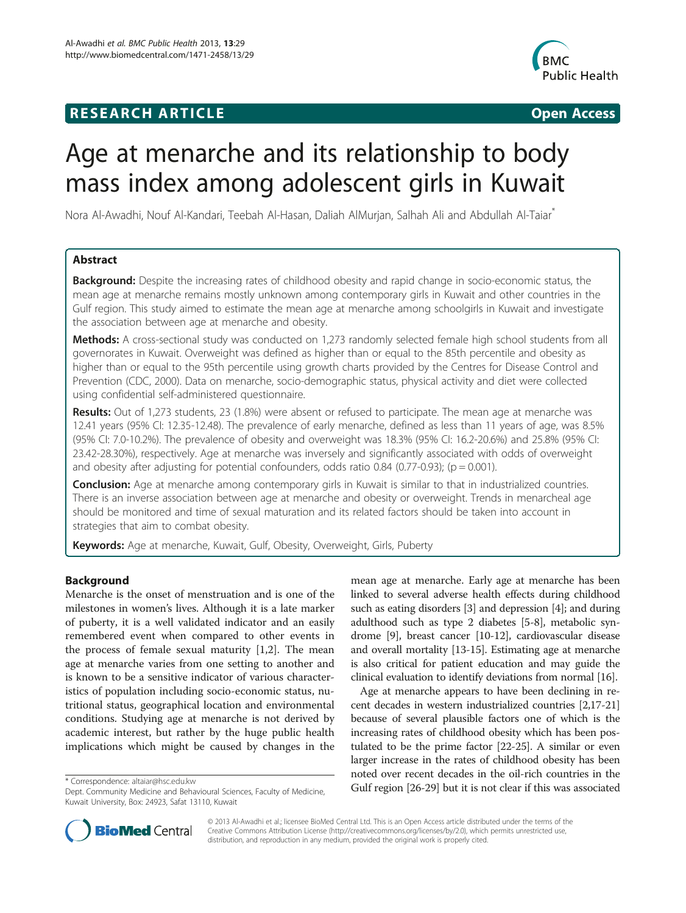**RESEARCH ARTICLE** **Open Access**

# Age at menarche and its relationship to body mass index among adolescent girls in Kuwait

Nora Al-Awadhi, Nouf Al-Kandari, Teebah Al-Hasan, Daliah AlMurjan, Salhah Ali and Abdullah Al-Taiar*

## Abstract

**Background:** Despite the increasing rates of childhood obesity and rapid change in socio-economic status, the mean age at menarche remains mostly unknown among contemporary girls in Kuwait and other countries in the Gulf region. This study aimed to estimate the mean age at menarche among schoolgirls in Kuwait and investigate the association between age at menarche and obesity.

**Methods:** A cross-sectional study was conducted on 1,273 randomly selected female high school students from all governorates in Kuwait. Overweight was defined as higher than or equal to the 85th percentile and obesity as higher than or equal to the 95th percentile using growth charts provided by the Centres for Disease Control and Prevention (CDC, 2000). Data on menarche, socio-demographic status, physical activity and diet were collected using confidential self-administered questionnaire.

**Results:** Out of 1,273 students, 23 (1.8%) were absent or refused to participate. The mean age at menarche was 12.41 years (95% CI: 12.35-12.48). The prevalence of early menarche, defined as less than 11 years of age, was 8.5% (95% CI: 7.0-10.2%). The prevalence of obesity and overweight was 18.3% (95% CI: 16.2-20.6%) and 25.8% (95% CI: 23.42-28.30%), respectively. Age at menarche was inversely and significantly associated with odds of overweight and obesity after adjusting for potential confounders, odds ratio 0.84 (0.77-0.93); ($p = 0.001$).

**Conclusion:** Age at menarche among contemporary girls in Kuwait is similar to that in industrialized countries. There is an inverse association between age at menarche and obesity or overweight. Trends in menarcheal age should be monitored and time of sexual maturation and its related factors should be taken into account in strategies that aim to combat obesity.

**Keywords:** Age at menarche, Kuwait, Gulf, Obesity, Overweight, Girls, Puberty

## Background

Menarche is the onset of menstruation and is one of the milestones in women's lives. Although it is a late marker of puberty, it is a well validated indicator and an easily remembered event when compared to other events in the process of female sexual maturity [1,2]. The mean age at menarche varies from one setting to another and is known to be a sensitive indicator of various characteristics of population including socio-economic status, nutritional status, geographical location and environmental conditions. Studying age at menarche is not derived by academic interest, but rather by the huge public health implications which might be caused by changes in the mean age at menarche. Early age at menarche has been linked to several adverse health effects during childhood such as eating disorders [3] and depression [4]; and during adulthood such as type 2 diabetes [5-8], metabolic syndrome [9], breast cancer [10-12], cardiovascular disease and overall mortality [13-15]. Estimating age at menarche is also critical for patient education and may guide the clinical evaluation to identify deviations from normal [16].

Age at menarche appears to have been declining in recent decades in western industrialized countries [2,17-21] because of several plausible factors one of which is the increasing rates of childhood obesity which has been postulated to be the prime factor [22-25]. A similar or even larger increase in the rates of childhood obesity has been noted over recent decades in the oil-rich countries in the Gulf region [26-29] but it is not clear if this was associated

\* Correspondence: altaiar@hsc.edu.kw
Dept. Community Medicine and Behavioural Sciences, Faculty of Medicine, Kuwait University, Box: 24923, Safat 13110, Kuwait

© 2013 Al-Awadhi et al.; licensee BioMed Central Ltd. This is an Open Access article distributed under the terms of the Creative Commons Attribution License (http://creativecommons.org/licenses/by/2.0), which permits unrestricted use, distribution, and reproduction in any medium, provided the original work is properly cited.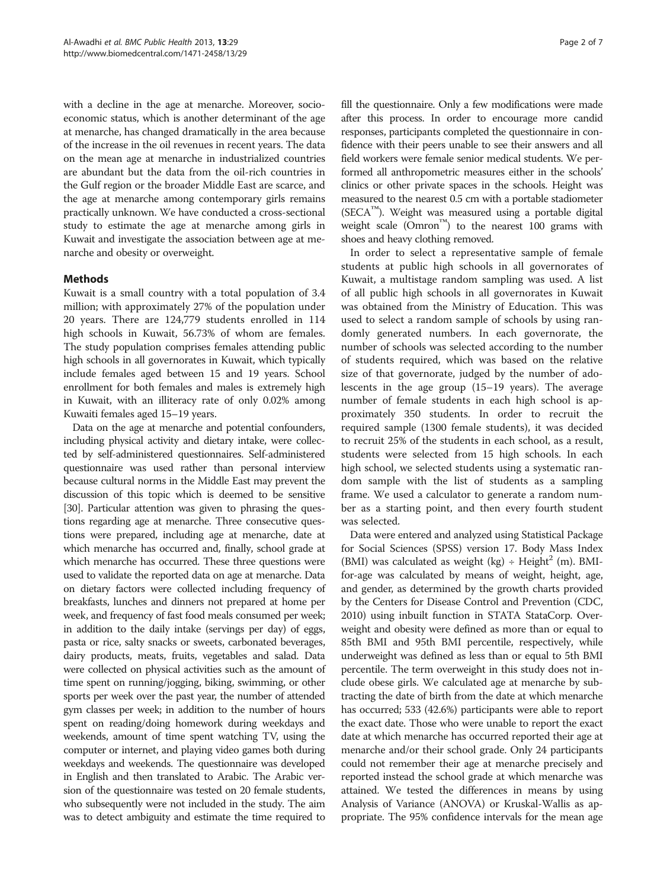with a decline in the age at menarche. Moreover, socioeconomic status, which is another determinant of the age at menarche, has changed dramatically in the area because of the increase in the oil revenues in recent years. The data on the mean age at menarche in industrialized countries are abundant but the data from the oil-rich countries in the Gulf region or the broader Middle East are scarce, and the age at menarche among contemporary girls remains practically unknown. We have conducted a cross-sectional study to estimate the age at menarche among girls in Kuwait and investigate the association between age at menarche and obesity or overweight.

## Methods

Kuwait is a small country with a total population of 3.4 million; with approximately 27% of the population under 20 years. There are 124,779 students enrolled in 114 high schools in Kuwait, 56.73% of whom are females. The study population comprises females attending public high schools in all governorates in Kuwait, which typically include females aged between 15 and 19 years. School enrollment for both females and males is extremely high in Kuwait, with an illiteracy rate of only 0.02% among Kuwaiti females aged 15–19 years.

Data on the age at menarche and potential confounders, including physical activity and dietary intake, were collected by self-administered questionnaires. Self-administered questionnaire was used rather than personal interview because cultural norms in the Middle East may prevent the discussion of this topic which is deemed to be sensitive [30]. Particular attention was given to phrasing the questions regarding age at menarche. Three consecutive questions were prepared, including age at menarche, date at which menarche has occurred and, finally, school grade at which menarche has occurred. These three questions were used to validate the reported data on age at menarche. Data on dietary factors were collected including frequency of breakfasts, lunches and dinners not prepared at home per week, and frequency of fast food meals consumed per week; in addition to the daily intake (servings per day) of eggs, pasta or rice, salty snacks or sweets, carbonated beverages, dairy products, meats, fruits, vegetables and salad. Data were collected on physical activities such as the amount of time spent on running/jogging, biking, swimming, or other sports per week over the past year, the number of attended gym classes per week; in addition to the number of hours spent on reading/doing homework during weekdays and weekends, amount of time spent watching TV, using the computer or internet, and playing video games both during weekdays and weekends. The questionnaire was developed in English and then translated to Arabic. The Arabic version of the questionnaire was tested on 20 female students, who subsequently were not included in the study. The aim was to detect ambiguity and estimate the time required to fill the questionnaire. Only a few modifications were made after this process. In order to encourage more candid responses, participants completed the questionnaire in confidence with their peers unable to see their answers and all field workers were female senior medical students. We performed all anthropometric measures either in the schools' clinics or other private spaces in the schools. Height was measured to the nearest 0.5 cm with a portable stadiometer (SECA™). Weight was measured using a portable digital weight scale (Omron™) to the nearest 100 grams with shoes and heavy clothing removed.

In order to select a representative sample of female students at public high schools in all governorates of Kuwait, a multistage random sampling was used. A list of all public high schools in all governorates in Kuwait was obtained from the Ministry of Education. This was used to select a random sample of schools by using randomly generated numbers. In each governorate, the number of schools was selected according to the number of students required, which was based on the relative size of that governorate, judged by the number of adolescents in the age group (15–19 years). The average number of female students in each high school is approximately 350 students. In order to recruit the required sample (1300 female students), it was decided to recruit 25% of the students in each school, as a result, students were selected from 15 high schools. In each high school, we selected students using a systematic random sample with the list of students as a sampling frame. We used a calculator to generate a random number as a starting point, and then every fourth student was selected.

Data were entered and analyzed using Statistical Package for Social Sciences (SPSS) version 17. Body Mass Index (BMI) was calculated as weight (kg) ÷ Height$^2$ (m). BMI-for-age was calculated by means of weight, height, age, and gender, as determined by the growth charts provided by the Centers for Disease Control and Prevention (CDC, 2010) using inbuilt function in STATA StataCorp. Overweight and obesity were defined as more than or equal to 85th BMI and 95th BMI percentile, respectively, while underweight was defined as less than or equal to 5th BMI percentile. The term overweight in this study does not include obese girls. We calculated age at menarche by subtracting the date of birth from the date at which menarche has occurred; 533 (42.6%) participants were able to report the exact date. Those who were unable to report the exact date at which menarche has occurred reported their age at menarche and/or their school grade. Only 24 participants could not remember their age at menarche precisely and reported instead the school grade at which menarche was attained. We tested the differences in means by using Analysis of Variance (ANOVA) or Kruskal-Wallis as appropriate. The 95% confidence intervals for the mean age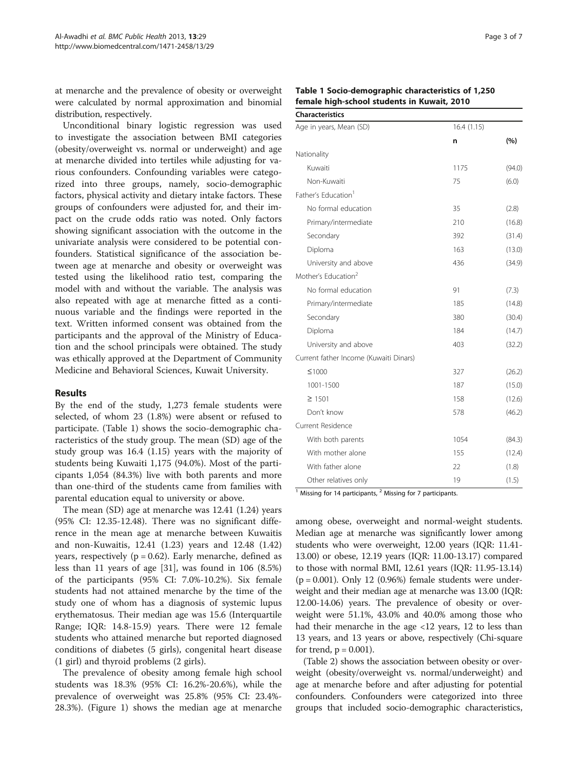at menarche and the prevalence of obesity or overweight were calculated by normal approximation and binomial distribution, respectively.

Unconditional binary logistic regression was used to investigate the association between BMI categories (obesity/overweight vs. normal or underweight) and age at menarche divided into tertiles while adjusting for various confounders. Confounding variables were categorized into three groups, namely, socio-demographic factors, physical activity and dietary intake factors. These groups of confounders were adjusted for, and their impact on the crude odds ratio was noted. Only factors showing significant association with the outcome in the univariate analysis were considered to be potential confounders. Statistical significance of the association between age at menarche and obesity or overweight was tested using the likelihood ratio test, comparing the model with and without the variable. The analysis was also repeated with age at menarche fitted as a continuous variable and the findings were reported in the text. Written informed consent was obtained from the participants and the approval of the Ministry of Education and the school principals were obtained. The study was ethically approved at the Department of Community Medicine and Behavioral Sciences, Kuwait University.

## Results

By the end of the study, 1,273 female students were selected, of whom 23 (1.8%) were absent or refused to participate. (Table 1) shows the socio-demographic characteristics of the study group. The mean (SD) age of the study group was 16.4 (1.15) years with the majority of students being Kuwaiti 1,175 (94.0%). Most of the participants 1,054 (84.3%) live with both parents and more than one-third of the students came from families with parental education equal to university or above.

The mean (SD) age at menarche was 12.41 (1.24) years (95% CI: 12.35-12.48). There was no significant difference in the mean age at menarche between Kuwaitis and non-Kuwaitis, 12.41 (1.23) years and 12.48 (1.42) years, respectively ($p = 0.62$). Early menarche, defined as less than 11 years of age [31], was found in 106 (8.5%) of the participants (95% CI: 7.0%-10.2%). Six female students had not attained menarche by the time of the study one of whom has a diagnosis of systemic lupus erythematosus. Their median age was 15.6 (Interquartile Range; IQR: 14.8-15.9) years. There were 12 female students who attained menarche but reported diagnosed conditions of diabetes (5 girls), congenital heart disease (1 girl) and thyroid problems (2 girls).

The prevalence of obesity among female high school students was 18.3% (95% CI: 16.2%-20.6%), while the prevalence of overweight was 25.8% (95% CI: 23.4%-28.3%). (Figure 1) shows the median age at menarche among obese, overweight and normal-weight students. Median age at menarche was significantly lower among students who were overweight, 12.00 years (IQR: 11.41-13.00) or obese, 12.19 years (IQR: 11.00-13.17) compared to those with normal BMI, 12.61 years (IQR: 11.95-13.14) ($p = 0.001$). Only 12 (0.96%) female students were underweight and their median age at menarche was 13.00 (IQR: 12.00-14.06) years. The prevalence of obesity or overweight were 51.1%, 43.0% and 40.0% among those who had their menarche in the age <12 years, 12 to less than 13 years, and 13 years or above, respectively (Chi-square for trend, $p = 0.001$).

(Table 2) shows the association between obesity or overweight (obesity/overweight vs. normal/underweight) and age at menarche before and after adjusting for potential confounders. Confounders were categorized into three groups that included socio-demographic characteristics,

**Table 1 Socio-demographic characteristics of 1,250 female high-school students in Kuwait, 2010**

| Characteristics | | |
|---|---|---|
| Age in years, Mean (SD) | 16.4 (1.15) | |
| | n | (%) |
| Nationality | | |
| Kuwaiti | 1175 | (94.0) |
| Non-Kuwaiti | 75 | (6.0) |
| Father's Education[1] | | |
| No formal education | 35 | (2.8) |
| Primary/intermediate | 210 | (16.8) |
| Secondary | 392 | (31.4) |
| Diploma | 163 | (13.0) |
| University and above | 436 | (34.9) |
| Mother's Education[2] | | |
| No formal education | 91 | (7.3) |
| Primary/intermediate | 185 | (14.8) |
| Secondary | 380 | (30.4) |
| Diploma | 184 | (14.7) |
| University and above | 403 | (32.2) |
| Current father Income (Kuwaiti Dinars) | | |
| ≤1000 | 327 | (26.2) |
| 1001-1500 | 187 | (15.0) |
| ≥ 1501 | 158 | (12.6) |
| Don't know | 578 | (46.2) |
| Current Residence | | |
| With both parents | 1054 | (84.3) |
| With mother alone | 155 | (12.4) |
| With father alone | 22 | (1.8) |
| Other relatives only | 19 | (1.5) |

[1] Missing for 14 participants, [2] Missing for 7 participants.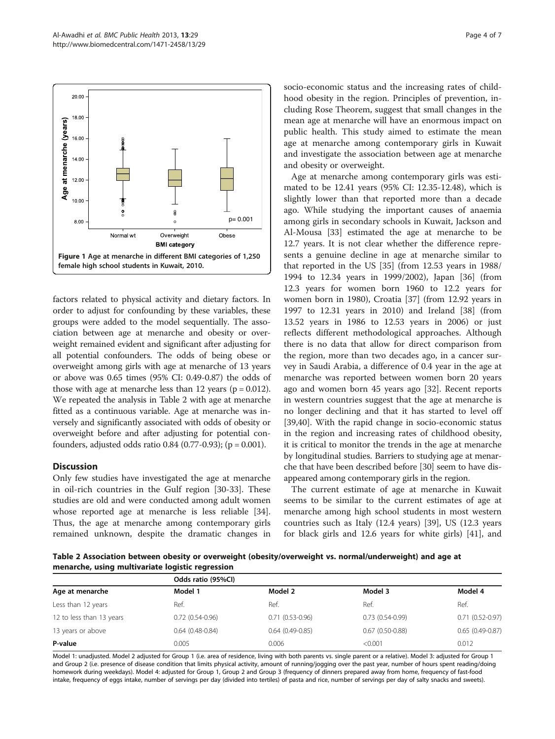Figure 1 Age at menarche in different BMI categories of 1,250 female high school students in Kuwait, 2010.

factors related to physical activity and dietary factors. In order to adjust for confounding by these variables, these groups were added to the model sequentially. The association between age at menarche and obesity or overweight remained evident and significant after adjusting for all potential confounders. The odds of being obese or overweight among girls with age at menarche of 13 years or above was 0.65 times (95% CI: 0.49-0.87) the odds of those with age at menarche less than 12 years ($p = 0.012$). We repeated the analysis in Table 2 with age at menarche fitted as a continuous variable. Age at menarche was inversely and significantly associated with odds of obesity or overweight before and after adjusting for potential confounders, adjusted odds ratio 0.84 (0.77-0.93); ($p = 0.001$).

## Discussion

Only few studies have investigated the age at menarche in oil-rich countries in the Gulf region [30-33]. These studies are old and were conducted among adult women whose reported age at menarche is less reliable [34]. Thus, the age at menarche among contemporary girls remained unknown, despite the dramatic changes in socio-economic status and the increasing rates of childhood obesity in the region. Principles of prevention, including Rose Theorem, suggest that small changes in the mean age at menarche will have an enormous impact on public health. This study aimed to estimate the mean age at menarche among contemporary girls in Kuwait and investigate the association between age at menarche and obesity or overweight.

Age at menarche among contemporary girls was estimated to be 12.41 years (95% CI: 12.35-12.48), which is slightly lower than that reported more than a decade ago. While studying the important causes of anaemia among girls in secondary schools in Kuwait, Jackson and Al-Mousa [33] estimated the age at menarche to be 12.7 years. It is not clear whether the difference represents a genuine decline in age at menarche similar to that reported in the US [35] (from 12.53 years in 1988/1994 to 12.34 years in 1999/2002), Japan [36] (from 12.3 years for women born 1960 to 12.2 years for women born in 1980), Croatia [37] (from 12.92 years in 1997 to 12.31 years in 2010) and Ireland [38] (from 13.52 years in 1986 to 12.53 years in 2006) or just reflects different methodological approaches. Although there is no data that allow for direct comparison from the region, more than two decades ago, in a cancer survey in Saudi Arabia, a difference of 0.4 year in the age at menarche was reported between women born 20 years ago and women born 45 years ago [32]. Recent reports in western countries suggest that the age at menarche is no longer declining and that it has started to level off [39,40]. With the rapid change in socio-economic status in the region and increasing rates of childhood obesity, it is critical to monitor the trends in the age at menarche by longitudinal studies. Barriers to studying age at menarche that have been described before [30] seem to have disappeared among contemporary girls in the region.

The current estimate of age at menarche in Kuwait seems to be similar to the current estimates of age at menarche among high school students in most western countries such as Italy (12.4 years) [39], US (12.3 years for black girls and 12.6 years for white girls) [41], and

**Table 2 Association between obesity or overweight (obesity/overweight vs. normal/underweight) and age at menarche, using multivariate logistic regression**

| | Odds ratio (95%CI) | | | |
|---|---|---|---|---|
| **Age at menarche** | **Model 1** | **Model 2** | **Model 3** | **Model 4** |
| Less than 12 years | Ref. | Ref. | Ref. | Ref. |
| 12 to less than 13 years | 0.72 (0.54-0.96) | 0.71 (0.53-0.96) | 0.73 (0.54-0.99) | 0.71 (0.52-0.97) |
| 13 years or above | 0.64 (0.48-0.84) | 0.64 (0.49-0.85) | 0.67 (0.50-0.88) | 0.65 (0.49-0.87) |
| **P-value** | 0.005 | 0.006 | <0.001 | 0.012 |

Model 1: unadjusted. Model 2 adjusted for Group 1 (i.e. area of residence, living with both parents vs. single parent or a relative). Model 3: adjusted for Group 1 and Group 2 (i.e. presence of disease condition that limits physical activity, amount of running/jogging over the past year, number of hours spent reading/doing homework during weekdays). Model 4: adjusted for Group 1, Group 2 and Group 3 (frequency of dinners prepared away from home, frequency of fast-food intake, frequency of eggs intake, number of servings per day (divided into tertiles) of pasta and rice, number of servings per day of salty snacks and sweets).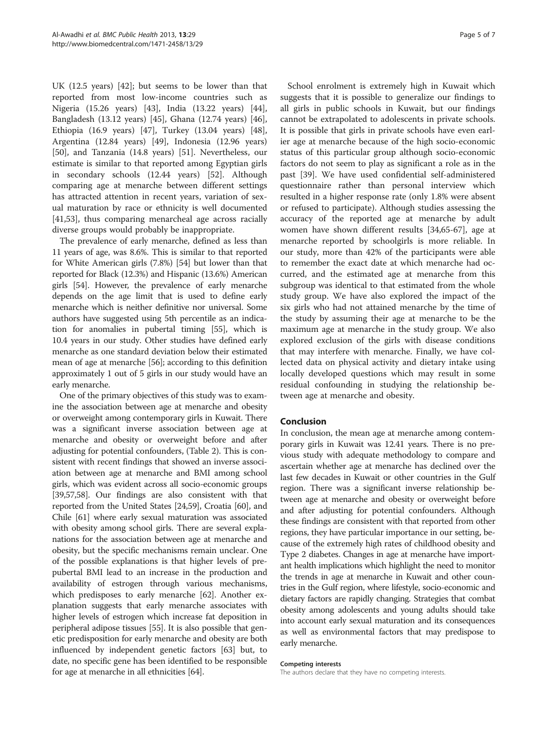UK (12.5 years) [42]; but seems to be lower than that reported from most low-income countries such as Nigeria (15.26 years) [43], India (13.22 years) [44], Bangladesh (13.12 years) [45], Ghana (12.74 years) [46], Ethiopia (16.9 years) [47], Turkey (13.04 years) [48], Argentina (12.84 years) [49], Indonesia (12.96 years) [50], and Tanzania (14.8 years) [51]. Nevertheless, our estimate is similar to that reported among Egyptian girls in secondary schools (12.44 years) [52]. Although comparing age at menarche between different settings has attracted attention in recent years, variation of sexual maturation by race or ethnicity is well documented [41,53], thus comparing menarcheal age across racially diverse groups would probably be inappropriate.

The prevalence of early menarche, defined as less than 11 years of age, was 8.6%. This is similar to that reported for White American girls (7.8%) [54] but lower than that reported for Black (12.3%) and Hispanic (13.6%) American girls [54]. However, the prevalence of early menarche depends on the age limit that is used to define early menarche which is neither definitive nor universal. Some authors have suggested using 5th percentile as an indication for anomalies in pubertal timing [55], which is 10.4 years in our study. Other studies have defined early menarche as one standard deviation below their estimated mean of age at menarche [56]; according to this definition approximately 1 out of 5 girls in our study would have an early menarche.

One of the primary objectives of this study was to examine the association between age at menarche and obesity or overweight among contemporary girls in Kuwait. There was a significant inverse association between age at menarche and obesity or overweight before and after adjusting for potential confounders, (Table 2). This is consistent with recent findings that showed an inverse association between age at menarche and BMI among school girls, which was evident across all socio-economic groups [39,57,58]. Our findings are also consistent with that reported from the United States [24,59], Croatia [60], and Chile [61] where early sexual maturation was associated with obesity among school girls. There are several explanations for the association between age at menarche and obesity, but the specific mechanisms remain unclear. One of the possible explanations is that higher levels of prepubertal BMI lead to an increase in the production and availability of estrogen through various mechanisms, which predisposes to early menarche [62]. Another explanation suggests that early menarche associates with higher levels of estrogen which increase fat deposition in peripheral adipose tissues [55]. It is also possible that genetic predisposition for early menarche and obesity are both influenced by independent genetic factors [63] but, to date, no specific gene has been identified to be responsible for age at menarche in all ethnicities [64].

School enrolment is extremely high in Kuwait which suggests that it is possible to generalize our findings to all girls in public schools in Kuwait, but our findings cannot be extrapolated to adolescents in private schools. It is possible that girls in private schools have even earlier age at menarche because of the high socio-economic status of this particular group although socio-economic factors do not seem to play as significant a role as in the past [39]. We have used confidential self-administered questionnaire rather than personal interview which resulted in a higher response rate (only 1.8% were absent or refused to participate). Although studies assessing the accuracy of the reported age at menarche by adult women have shown different results [34,65-67], age at menarche reported by schoolgirls is more reliable. In our study, more than 42% of the participants were able to remember the exact date at which menarche had occurred, and the estimated age at menarche from this subgroup was identical to that estimated from the whole study group. We have also explored the impact of the six girls who had not attained menarche by the time of the study by assuming their age at menarche to be the maximum age at menarche in the study group. We also explored exclusion of the girls with disease conditions that may interfere with menarche. Finally, we have collected data on physical activity and dietary intake using locally developed questions which may result in some residual confounding in studying the relationship between age at menarche and obesity.

## Conclusion

In conclusion, the mean age at menarche among contemporary girls in Kuwait was 12.41 years. There is no previous study with adequate methodology to compare and ascertain whether age at menarche has declined over the last few decades in Kuwait or other countries in the Gulf region. There was a significant inverse relationship between age at menarche and obesity or overweight before and after adjusting for potential confounders. Although these findings are consistent with that reported from other regions, they have particular importance in our setting, because of the extremely high rates of childhood obesity and Type 2 diabetes. Changes in age at menarche have important health implications which highlight the need to monitor the trends in age at menarche in Kuwait and other countries in the Gulf region, where lifestyle, socio-economic and dietary factors are rapidly changing. Strategies that combat obesity among adolescents and young adults should take into account early sexual maturation and its consequences as well as environmental factors that may predispose to early menarche.

#### Competing interests

The authors declare that they have no competing interests.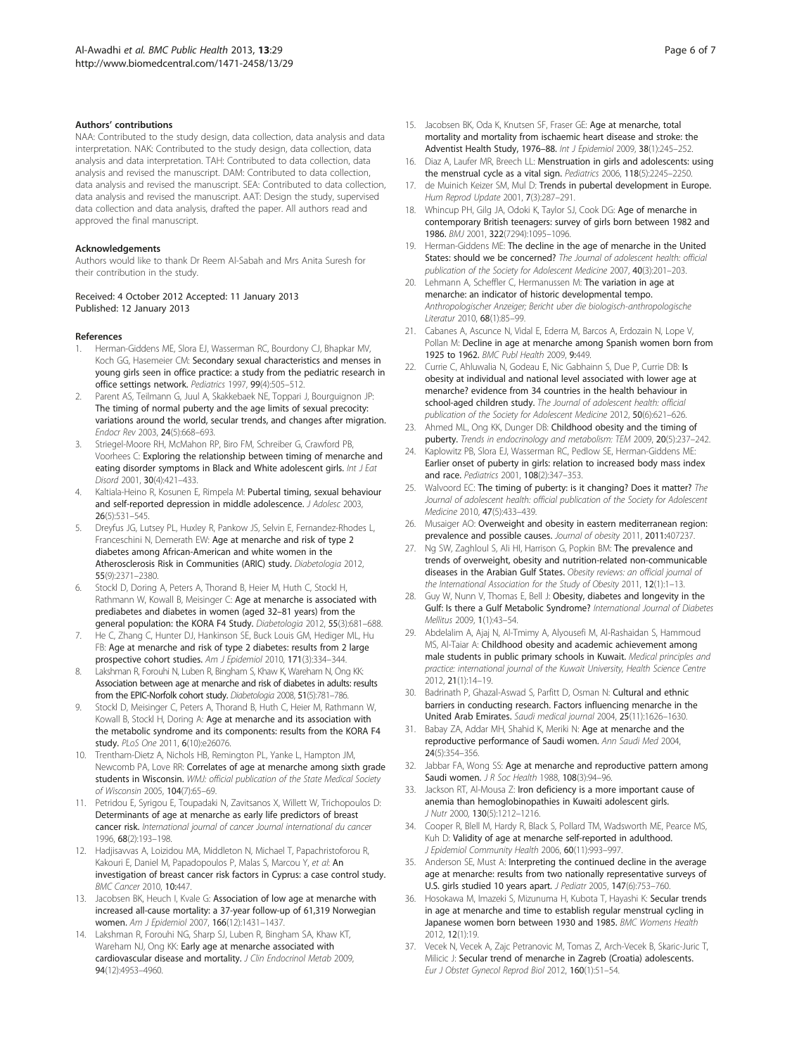### Authors' contributions

NAA: Contributed to the study design, data collection, data analysis and data interpretation. NAK: Contributed to the study design, data collection, data analysis and data interpretation. TAH: Contributed to data collection, data analysis and revised the manuscript. DAM: Contributed to data collection, data analysis and revised the manuscript. SEA: Contributed to data collection, data analysis and revised the manuscript. AAT: Design the study, supervised data collection and data analysis, drafted the paper. All authors read and approved the final manuscript.

### Acknowledgements

Authors would like to thank Dr Reem Al-Sabah and Mrs Anita Suresh for their contribution in the study.

Received: 4 October 2012 Accepted: 11 January 2013
Published: 12 January 2013

### References

1. Herman-Giddens ME, Slora EJ, Wasserman RC, Bourdony CJ, Bhapkar MV, Koch GG, Hasemeier CM: **Secondary sexual characteristics and menses in young girls seen in office practice: a study from the pediatric research in office settings network.** *Pediatrics* 1997, **99**(4):505–512.
2. Parent AS, Teilmann G, Juul A, Skakkebaek NE, Toppari J, Bourguignon JP: **The timing of normal puberty and the age limits of sexual precocity: variations around the world, secular trends, and changes after migration.** *Endocr Rev* 2003, **24**(5):668–693.
3. Striegel-Moore RH, McMahon RP, Biro FM, Schreiber G, Crawford PB, Voorhees C: **Exploring the relationship between timing of menarche and eating disorder symptoms in Black and White adolescent girls.** *Int J Eat Disord* 2001, **30**(4):421–433.
4. Kaltiala-Heino R, Kosunen E, Rimpela M: **Pubertal timing, sexual behaviour and self-reported depression in middle adolescence.** *J Adolesc* 2003, **26**(5):531–545.
5. Dreyfus JG, Lutsey PL, Huxley R, Pankow JS, Selvin E, Fernandez-Rhodes L, Franceschini N, Demerath EW: **Age at menarche and risk of type 2 diabetes among African-American and white women in the Atherosclerosis Risk in Communities (ARIC) study.** *Diabetologia* 2012, **55**(9):2371–2380.
6. Stockl D, Doring A, Peters A, Thorand B, Heier M, Huth C, Stockl H, Rathmann W, Kowall B, Meisinger C: **Age at menarche is associated with prediabetes and diabetes in women (aged 32–81 years) from the general population: the KORA F4 Study.** *Diabetologia* 2012, **55**(3):681–688.
7. He C, Zhang C, Hunter DJ, Hankinson SE, Buck Louis GM, Hediger ML, Hu FB: **Age at menarche and risk of type 2 diabetes: results from 2 large prospective cohort studies.** *Am J Epidemiol* 2010, **171**(3):334–344.
8. Lakshman R, Forouhi N, Luben R, Bingham S, Khaw K, Wareham N, Ong KK: **Association between age at menarche and risk of diabetes in adults: results from the EPIC-Norfolk cohort study.** *Diabetologia* 2008, **51**(5):781–786.
9. Stockl D, Meisinger C, Peters A, Thorand B, Huth C, Heier M, Rathmann W, Kowall B, Stockl H, Doring A: **Age at menarche and its association with the metabolic syndrome and its components: results from the KORA F4 study.** *PLoS One* 2011, **6**(10):e26076.
10. Trentham-Dietz A, Nichols HB, Remington PL, Yanke L, Hampton JM, Newcomb PA, Love RR: **Correlates of age at menarche among sixth grade students in Wisconsin.** *WMJ: official publication of the State Medical Society of Wisconsin* 2005, **104**(7):65–69.
11. Petridou E, Syrigou E, Toupadaki N, Zavitsanos X, Willett W, Trichopoulos D: **Determinants of age at menarche as early life predictors of breast cancer risk.** *International journal of cancer Journal international du cancer* 1996, **68**(2):193–198.
12. Hadjisavvas A, Loizidou MA, Middleton N, Michael T, Papachristoforou R, Kakouri E, Daniel M, Papadopoulos P, Malas S, Marcou Y, *et al*: **An investigation of breast cancer risk factors in Cyprus: a case control study.** *BMC Cancer* 2010, **10**:447.
13. Jacobsen BK, Heuch I, Kvale G: **Association of low age at menarche with increased all-cause mortality: a 37-year follow-up of 61,319 Norwegian women.** *Am J Epidemiol* 2007, **166**(12):1431–1437.
14. Lakshman R, Forouhi NG, Sharp SJ, Luben R, Bingham SA, Khaw KT, Wareham NJ, Ong KK: **Early age at menarche associated with cardiovascular disease and mortality.** *J Clin Endocrinol Metab* 2009, **94**(12):4953–4960.
15. Jacobsen BK, Oda K, Knutsen SF, Fraser GE: **Age at menarche, total mortality and mortality from ischaemic heart disease and stroke: the Adventist Health Study, 1976–88.** *Int J Epidemiol* 2009, **38**(1):245–252.
16. Diaz A, Laufer MR, Breech LL: **Menstruation in girls and adolescents: using the menstrual cycle as a vital sign.** *Pediatrics* 2006, **118**(5):2245–2250.
17. de Muinich Keizer SM, Mul D: **Trends in pubertal development in Europe.** *Hum Reprod Update* 2001, **7**(3):287–291.
18. Whincup PH, Gilg JA, Odoki K, Taylor SJ, Cook DG: **Age of menarche in contemporary British teenagers: survey of girls born between 1982 and 1986.** *BMJ* 2001, **322**(7294):1095–1096.
19. Herman-Giddens ME: **The decline in the age of menarche in the United States: should we be concerned?** *The Journal of adolescent health: official publication of the Society for Adolescent Medicine* 2007, **40**(3):201–203.
20. Lehmann A, Scheffler C, Hermanussen M: **The variation in age at menarche: an indicator of historic developmental tempo.** *Anthropologischer Anzeiger; Bericht uber die biologisch-anthropologische Literatur* 2010, **68**(1):85–99.
21. Cabanes A, Ascunce N, Vidal E, Ederra M, Barcos A, Erdozain N, Lope V, Pollan M: **Decline in age at menarche among Spanish women born from 1925 to 1962.** *BMC Publ Health* 2009, **9**:449.
22. Currie C, Ahluwalia N, Godeau E, Nic Gabhainn S, Due P, Currie DB: **Is obesity at individual and national level associated with lower age at menarche? evidence from 34 countries in the health behaviour in school-aged children study.** *The Journal of adolescent health: official publication of the Society for Adolescent Medicine* 2012, **50**(6):621–626.
23. Ahmed ML, Ong KK, Dunger DB: **Childhood obesity and the timing of puberty.** *Trends in endocrinology and metabolism: TEM* 2009, **20**(5):237–242.
24. Kaplowitz PB, Slora EJ, Wasserman RC, Pedlow SE, Herman-Giddens ME: **Earlier onset of puberty in girls: relation to increased body mass index and race.** *Pediatrics* 2001, **108**(2):347–353.
25. Walvoord EC: **The timing of puberty: is it changing? Does it matter?** *The Journal of adolescent health: official publication of the Society for Adolescent Medicine* 2010, **47**(5):433–439.
26. Musaiger AO: **Overweight and obesity in eastern mediterranean region: prevalence and possible causes.** *Journal of obesity* 2011, **2011**:407237.
27. Ng SW, Zaghloul S, Ali HI, Harrison G, Popkin BM: **The prevalence and trends of overweight, obesity and nutrition-related non-communicable diseases in the Arabian Gulf States.** *Obesity reviews: an official journal of the International Association for the Study of Obesity* 2011, **12**(1):1–13.
28. Guy W, Nunn V, Thomas E, Bell J: **Obesity, diabetes and longevity in the Gulf: Is there a Gulf Metabolic Syndrome?** *International Journal of Diabetes Mellitus* 2009, **1**(1):43–54.
29. Abdelalim A, Ajaj N, Al-Tmimy A, Alyousefi M, Al-Rashaidan S, Hammoud MS, Al-Taiar A: **Childhood obesity and academic achievement among male students in public primary schools in Kuwait.** *Medical principles and practice: international journal of the Kuwait University, Health Science Centre* 2012, **21**(1):14–19.
30. Badrinath P, Ghazal-Aswad S, Parfitt D, Osman N: **Cultural and ethnic barriers in conducting research. Factors influencing menarche in the United Arab Emirates.** *Saudi medical journal* 2004, **25**(11):1626–1630.
31. Babay ZA, Addar MH, Shahid K, Meriki N: **Age at menarche and the reproductive performance of Saudi women.** *Ann Saudi Med* 2004, **24**(5):354–356.
32. Jabbar FA, Wong SS: **Age at menarche and reproductive pattern among Saudi women.** *J R Soc Health* 1988, **108**(3):94–96.
33. Jackson RT, Al-Mousa Z: **Iron deficiency is a more important cause of anemia than hemoglobinopathies in Kuwaiti adolescent girls.** *J Nutr* 2000, **130**(5):1212–1216.
34. Cooper R, Blell M, Hardy R, Black S, Pollard TM, Wadsworth ME, Pearce MS, Kuh D: **Validity of age at menarche self-reported in adulthood.** *J Epidemiol Community Health* 2006, **60**(11):993–997.
35. Anderson SE, Must A: **Interpreting the continued decline in the average age at menarche: results from two nationally representative surveys of U.S. girls studied 10 years apart.** *J Pediatr* 2005, **147**(6):753–760.
36. Hosokawa M, Imazeki S, Mizunuma H, Kubota T, Hayashi K: **Secular trends in age at menarche and time to establish regular menstrual cycling in Japanese women born between 1930 and 1985.** *BMC Womens Health* 2012, **12**(1):19.
37. Vecek N, Vecek A, Zajc Petranovic M, Tomas Z, Arch-Vecek B, Skaric-Juric T, Milicic J: **Secular trend of menarche in Zagreb (Croatia) adolescents.** *Eur J Obstet Gynecol Reprod Biol* 2012, **160**(1):51–54.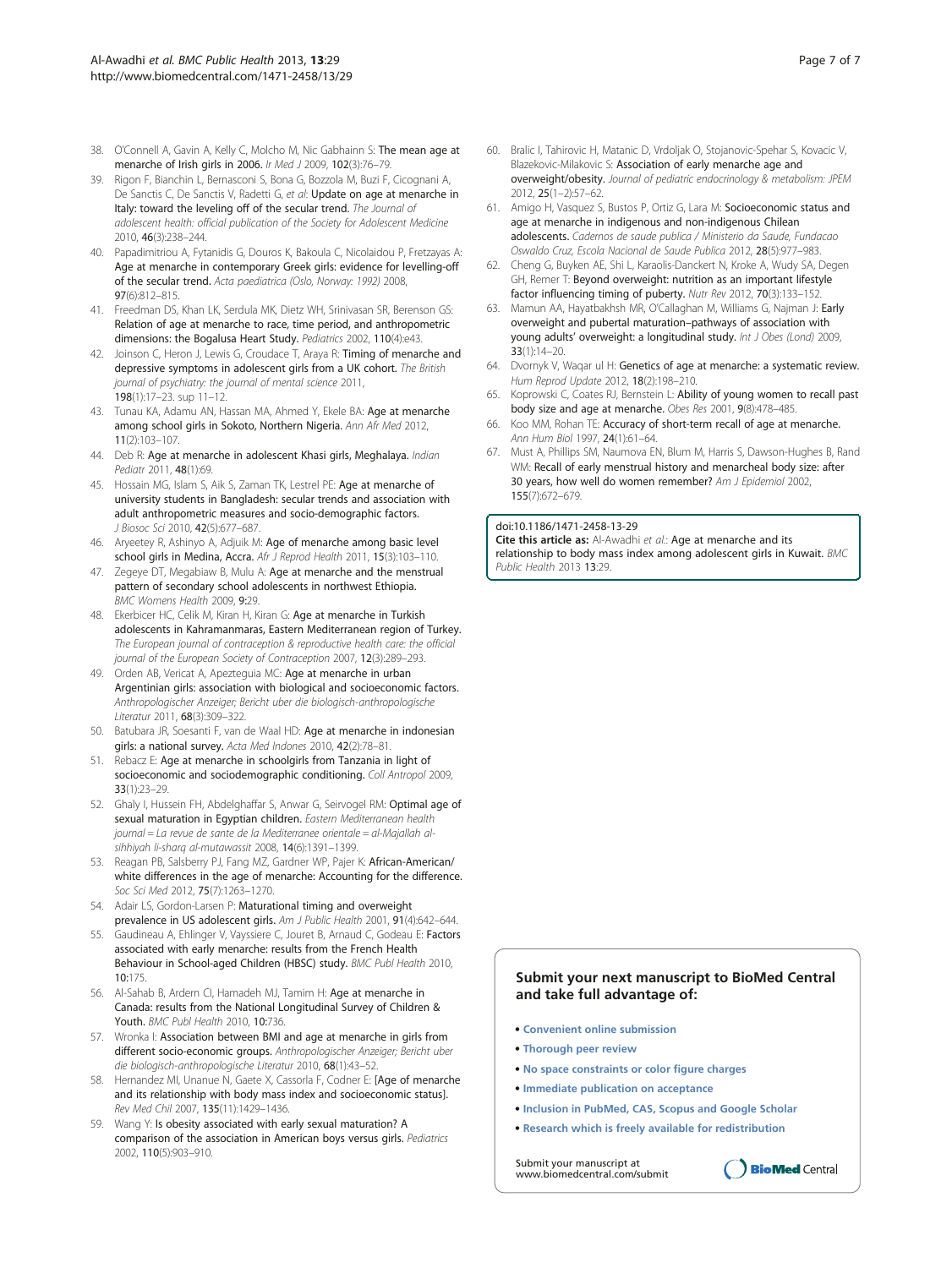38. O'Connell A, Gavin A, Kelly C, Molcho M, Nic Gabhainn S: **The mean age at menarche of Irish girls in 2006.** *Ir Med J* 2009, **102**(3):76–79.
39. Rigon F, Bianchin L, Bernasconi S, Bona G, Bozzola M, Buzi F, Cicognani A, De Sanctis C, De Sanctis V, Radetti G, *et al*: **Update on age at menarche in Italy: toward the leveling off of the secular trend.** *The Journal of adolescent health: official publication of the Society for Adolescent Medicine* 2010, **46**(3):238–244.
40. Papadimitriou A, Fytanidis G, Douros K, Bakoula C, Nicolaidou P, Fretzayas A: **Age at menarche in contemporary Greek girls: evidence for levelling-off of the secular trend.** *Acta paediatrica (Oslo, Norway: 1992)* 2008, **97**(6):812–815.
41. Freedman DS, Khan LK, Serdula MK, Dietz WH, Srinivasan SR, Berenson GS: **Relation of age at menarche to race, time period, and anthropometric dimensions: the Bogalusa Heart Study.** *Pediatrics* 2002, **110**(4):e43.
42. Joinson C, Heron J, Lewis G, Croudace T, Araya R: **Timing of menarche and depressive symptoms in adolescent girls from a UK cohort.** *The British journal of psychiatry: the journal of mental science* 2011, **198**(1):17–23. sup 11–12.
43. Tunau KA, Adamu AN, Hassan MA, Ahmed Y, Ekele BA: **Age at menarche among school girls in Sokoto, Northern Nigeria.** *Ann Afr Med* 2012, **11**(2):103–107.
44. Deb R: **Age at menarche in adolescent Khasi girls, Meghalaya.** *Indian Pediatr* 2011, **48**(1):69.
45. Hossain MG, Islam S, Aik S, Zaman TK, Lestrel PE: **Age at menarche of university students in Bangladesh: secular trends and association with adult anthropometric measures and socio-demographic factors.** *J Biosoc Sci* 2010, **42**(5):677–687.
46. Aryeetey R, Ashinyo A, Adjuik M: **Age of menarche among basic level school girls in Medina, Accra.** *Afr J Reprod Health* 2011, **15**(3):103–110.
47. Zegeye DT, Megabiaw B, Mulu A: **Age at menarche and the menstrual pattern of secondary school adolescents in northwest Ethiopia.** *BMC Womens Health* 2009, **9**:29.
48. Ekerbicer HC, Celik M, Kiran H, Kiran G: **Age at menarche in Turkish adolescents in Kahramanmaras, Eastern Mediterranean region of Turkey.** *The European journal of contraception & reproductive health care: the official journal of the European Society of Contraception* 2007, **12**(3):289–293.
49. Orden AB, Vericat A, Apezteguia MC: **Age at menarche in urban Argentinian girls: association with biological and socioeconomic factors.** *Anthropologischer Anzeiger; Bericht uber die biologisch-anthropologische Literatur* 2011, **68**(3):309–322.
50. Batubara JR, Soesanti F, van de Waal HD: **Age at menarche in indonesian girls: a national survey.** *Acta Med Indones* 2010, **42**(2):78–81.
51. Rebacz E: **Age at menarche in schoolgirls from Tanzania in light of socioeconomic and sociodemographic conditioning.** *Coll Antropol* 2009, **33**(1):23–29.
52. Ghaly I, Hussein FH, Abdelghaffar S, Anwar G, Seirvogel RM: **Optimal age of sexual maturation in Egyptian children.** *Eastern Mediterranean health journal = La revue de sante de la Mediterranee orientale = al-Majallah al-sihhiyah li-sharq al-mutawassit* 2008, **14**(6):1391–1399.
53. Reagan PB, Salsberry PJ, Fang MZ, Gardner WP, Pajer K: **African-American/white differences in the age of menarche: Accounting for the difference.** *Soc Sci Med* 2012, **75**(7):1263–1270.
54. Adair LS, Gordon-Larsen P: **Maturational timing and overweight prevalence in US adolescent girls.** *Am J Public Health* 2001, **91**(4):642–644.
55. Gaudineau A, Ehlinger V, Vayssiere C, Jouret B, Arnaud C, Godeau E: **Factors associated with early menarche: results from the French Health Behaviour in School-aged Children (HBSC) study.** *BMC Publ Health* 2010, **10**:175.
56. Al-Sahab B, Ardern CI, Hamadeh MJ, Tamim H: **Age at menarche in Canada: results from the National Longitudinal Survey of Children & Youth.** *BMC Publ Health* 2010, **10**:736.
57. Wronka I: **Association between BMI and age at menarche in girls from different socio-economic groups.** *Anthropologischer Anzeiger; Bericht uber die biologisch-anthropologische Literatur* 2010, **68**(1):43–52.
58. Hernandez MI, Unanue N, Gaete X, Cassorla F, Codner E: **[Age of menarche and its relationship with body mass index and socioeconomic status].** *Rev Med Chil* 2007, **135**(11):1429–1436.
59. Wang Y: **Is obesity associated with early sexual maturation? A comparison of the association in American boys versus girls.** *Pediatrics* 2002, **110**(5):903–910.
60. Bralic I, Tahirovic H, Matanic D, Vrdoljak O, Stojanovic-Spehar S, Kovacic V, Blazekovic-Milakovic S: **Association of early menarche age and overweight/obesity.** *Journal of pediatric endocrinology & metabolism: JPEM* 2012, **25**(1–2):57–62.
61. Amigo H, Vasquez S, Bustos P, Ortiz G, Lara M: **Socioeconomic status and age at menarche in indigenous and non-indigenous Chilean adolescents.** *Cadernos de saude publica / Ministerio da Saude, Fundacao Oswaldo Cruz, Escola Nacional de Saude Publica* 2012, **28**(5):977–983.
62. Cheng G, Buyken AE, Shi L, Karaolis-Danckert N, Kroke A, Wudy SA, Degen GH, Remer T: **Beyond overweight: nutrition as an important lifestyle factor influencing timing of puberty.** *Nutr Rev* 2012, **70**(3):133–152.
63. Mamun AA, Hayatbakhsh MR, O'Callaghan M, Williams G, Najman J: **Early overweight and pubertal maturation–pathways of association with young adults' overweight: a longitudinal study.** *Int J Obes (Lond)* 2009, **33**(1):14–20.
64. Dvornyk V, Waqar ul H: **Genetics of age at menarche: a systematic review.** *Hum Reprod Update* 2012, **18**(2):198–210.
65. Koprowski C, Coates RJ, Bernstein L: **Ability of young women to recall past body size and age at menarche.** *Obes Res* 2001, **9**(8):478–485.
66. Koo MM, Rohan TE: **Accuracy of short-term recall of age at menarche.** *Ann Hum Biol* 1997, **24**(1):61–64.
67. Must A, Phillips SM, Naumova EN, Blum M, Harris S, Dawson-Hughes B, Rand WM: **Recall of early menstrual history and menarcheal body size: after 30 years, how well do women remember?** *Am J Epidemiol* 2002, **155**(7):672–679.

doi:10.1186/1471-2458-13-29

**Cite this article as:** Al-Awadhi *et al.*: Age at menarche and its relationship to body mass index among adolescent girls in Kuwait. *BMC Public Health* 2013 **13**:29.

**Submit your next manuscript to BioMed Central and take full advantage of:**

- Convenient online submission
- Thorough peer review
- No space constraints or color figure charges
- Immediate publication on acceptance
- Inclusion in PubMed, CAS, Scopus and Google Scholar
- Research which is freely available for redistribution

Submit your manuscript at
www.biomedcentral.com/submit

BioMed Central